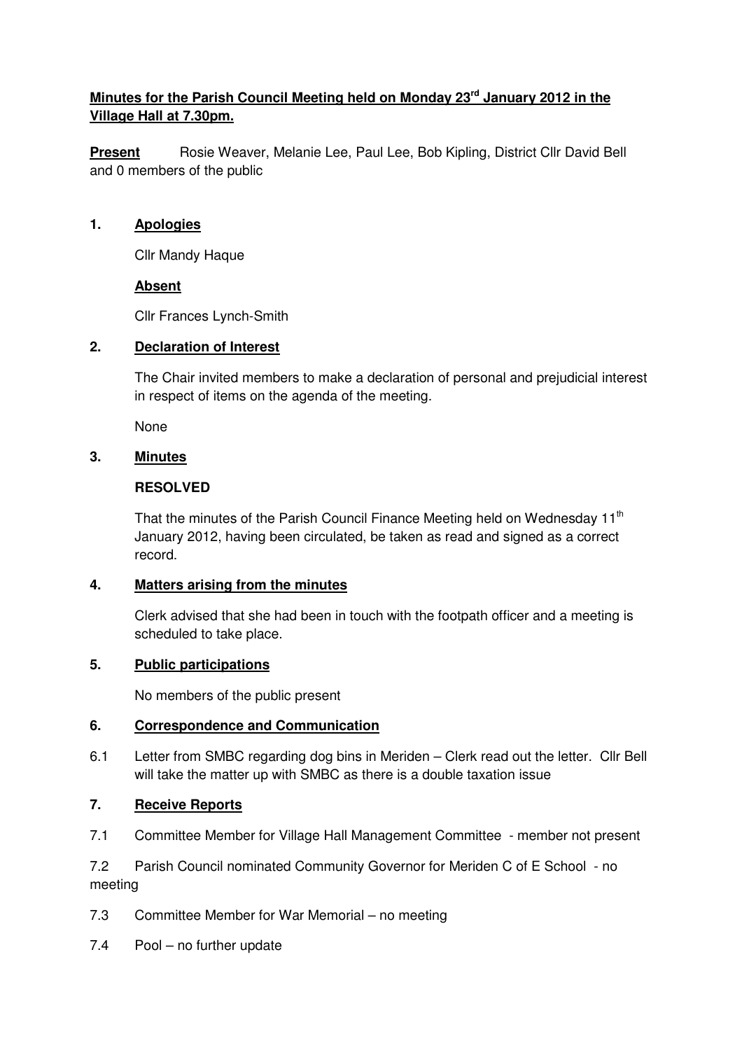# Minutes for the Parish Council Meeting held on Monday 23rd January 2012 in the Village Hall at 7.30pm.

**Present** Rosie Weaver, Melanie Lee, Paul Lee, Bob Kipling, District Cllr David Bell and 0 members of the public

## 1. Apologies

Cllr Mandy Haque

### Absent

Cllr Frances Lynch-Smith

## 2. Declaration of Interest

The Chair invited members to make a declaration of personal and prejudicial interest in respect of items on the agenda of the meeting.

None

## 3. Minutes

**RESOLVED**

That the minutes of the Parish Council Finance Meeting held on Wednesday 11th January 2012, having been circulated, be taken as read and signed as a correct record.

## 4. Matters arising from the minutes

Clerk advised that she had been in touch with the footpath officer and a meeting is scheduled to take place.

## 5. Public participations

No members of the public present

## 6. Correspondence and Communication

6.1 Letter from SMBC regarding dog bins in Meriden – Clerk read out the letter. Cllr Bell will take the matter up with SMBC as there is a double taxation issue

## 7. Receive Reports

7.1 Committee Member for Village Hall Management Committee - member not present

7.2 Parish Council nominated Community Governor for Meriden C of E School - no meeting

7.3 Committee Member for War Memorial – no meeting

7.4 Pool – no further update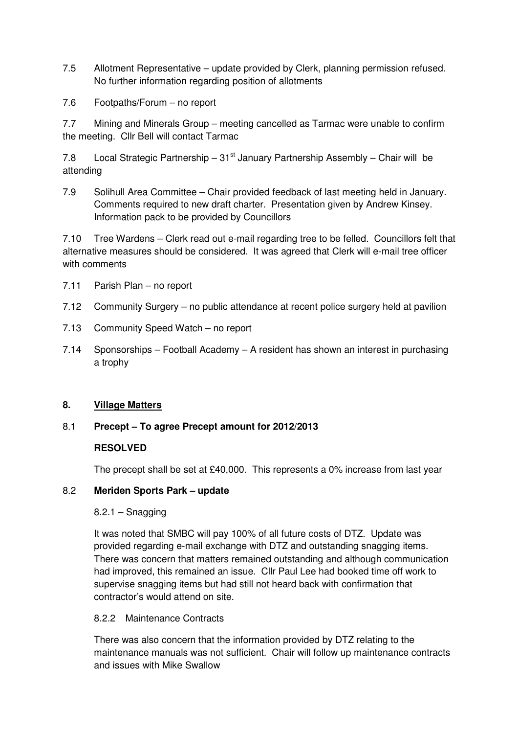7.5 Allotment Representative – update provided by Clerk, planning permission refused. No further information regarding position of allotments

7.6 Footpaths/Forum – no report

7.7 Mining and Minerals Group – meeting cancelled as Tarmac were unable to confirm the meeting. Cllr Bell will contact Tarmac

7.8 Local Strategic Partnership – 31st January Partnership Assembly – Chair will be attending

7.9 Solihull Area Committee – Chair provided feedback of last meeting held in January. Comments required to new draft charter. Presentation given by Andrew Kinsey. Information pack to be provided by Councillors

7.10 Tree Wardens – Clerk read out e-mail regarding tree to be felled. Councillors felt that alternative measures should be considered. It was agreed that Clerk will e-mail tree officer with comments

7.11 Parish Plan – no report

7.12 Community Surgery – no public attendance at recent police surgery held at pavilion

7.13 Community Speed Watch – no report

7.14 Sponsorships – Football Academy – A resident has shown an interest in purchasing a trophy

## 8. Village Matters

### 8.1 Precept – To agree Precept amount for 2012/2013

**RESOLVED**

The precept shall be set at £40,000. This represents a 0% increase from last year

### 8.2 Meriden Sports Park – update

8.2.1 – Snagging

It was noted that SMBC will pay 100% of all future costs of DTZ. Update was provided regarding e-mail exchange with DTZ and outstanding snagging items. There was concern that matters remained outstanding and although communication had improved, this remained an issue. Cllr Paul Lee had booked time off work to supervise snagging items but had still not heard back with confirmation that contractor's would attend on site.

8.2.2 Maintenance Contracts

There was also concern that the information provided by DTZ relating to the maintenance manuals was not sufficient. Chair will follow up maintenance contracts and issues with Mike Swallow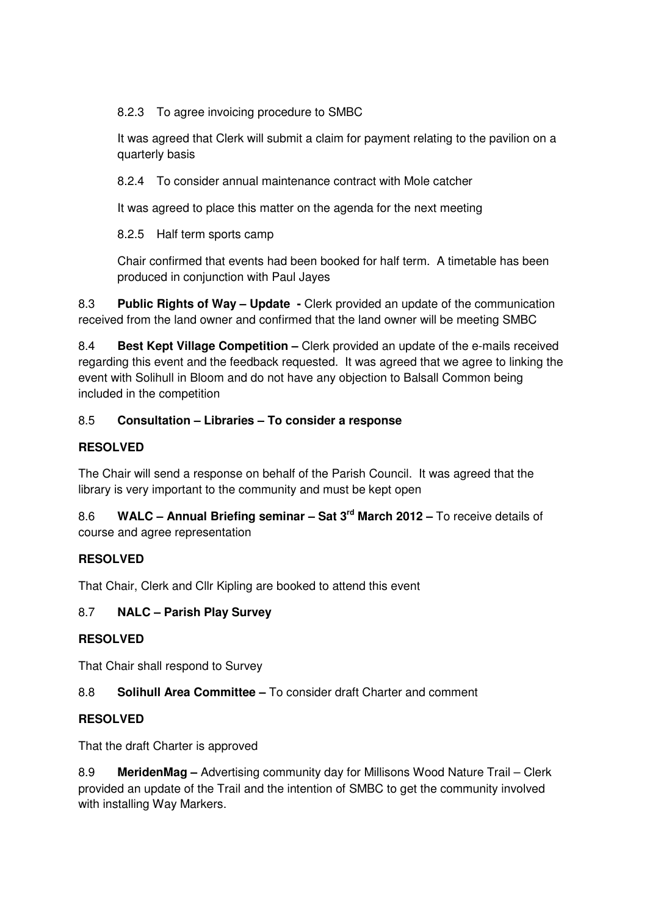8.2.3 To agree invoicing procedure to SMBC

It was agreed that Clerk will submit a claim for payment relating to the pavilion on a quarterly basis

8.2.4 To consider annual maintenance contract with Mole catcher

It was agreed to place this matter on the agenda for the next meeting

8.2.5 Half term sports camp

Chair confirmed that events had been booked for half term. A timetable has been produced in conjunction with Paul Jayes

8.3 **Public Rights of Way – Update -** Clerk provided an update of the communication received from the land owner and confirmed that the land owner will be meeting SMBC

8.4 **Best Kept Village Competition –** Clerk provided an update of the e-mails received regarding this event and the feedback requested. It was agreed that we agree to linking the event with Solihull in Bloom and do not have any objection to Balsall Common being included in the competition

8.5 **Consultation – Libraries – To consider a response**

**RESOLVED**

The Chair will send a response on behalf of the Parish Council. It was agreed that the library is very important to the community and must be kept open

8.6 **WALC – Annual Briefing seminar – Sat 3rd March 2012 –** To receive details of course and agree representation

**RESOLVED**

That Chair, Clerk and Cllr Kipling are booked to attend this event

8.7 **NALC – Parish Play Survey**

**RESOLVED**

That Chair shall respond to Survey

8.8 **Solihull Area Committee –** To consider draft Charter and comment

**RESOLVED**

That the draft Charter is approved

8.9 **MeridenMag –** Advertising community day for Millisons Wood Nature Trail – Clerk provided an update of the Trail and the intention of SMBC to get the community involved with installing Way Markers.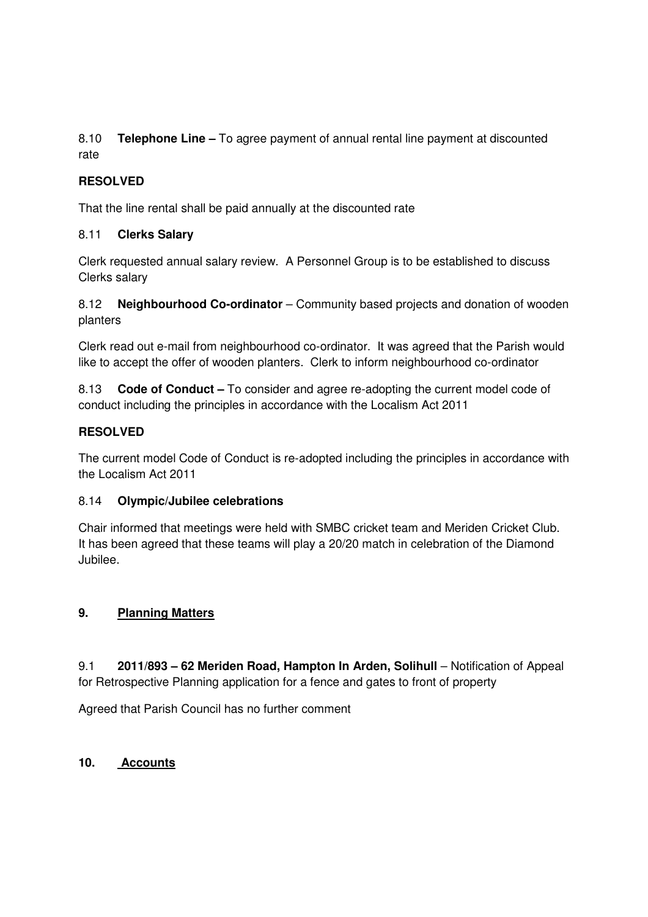8.10 **Telephone Line –** To agree payment of annual rental line payment at discounted rate

**RESOLVED**

That the line rental shall be paid annually at the discounted rate

8.11 **Clerks Salary**

Clerk requested annual salary review. A Personnel Group is to be established to discuss Clerks salary

8.12 **Neighbourhood Co-ordinator** – Community based projects and donation of wooden planters

Clerk read out e-mail from neighbourhood co-ordinator. It was agreed that the Parish would like to accept the offer of wooden planters. Clerk to inform neighbourhood co-ordinator

8.13 **Code of Conduct –** To consider and agree re-adopting the current model code of conduct including the principles in accordance with the Localism Act 2011

**RESOLVED**

The current model Code of Conduct is re-adopted including the principles in accordance with the Localism Act 2011

8.14 **Olympic/Jubilee celebrations**

Chair informed that meetings were held with SMBC cricket team and Meriden Cricket Club. It has been agreed that these teams will play a 20/20 match in celebration of the Diamond Jubilee.

## 9. <u>Planning Matters</u>

9.1 **2011/893 – 62 Meriden Road, Hampton In Arden, Solihull** – Notification of Appeal for Retrospective Planning application for a fence and gates to front of property

Agreed that Parish Council has no further comment

## 10. <u>Accounts</u>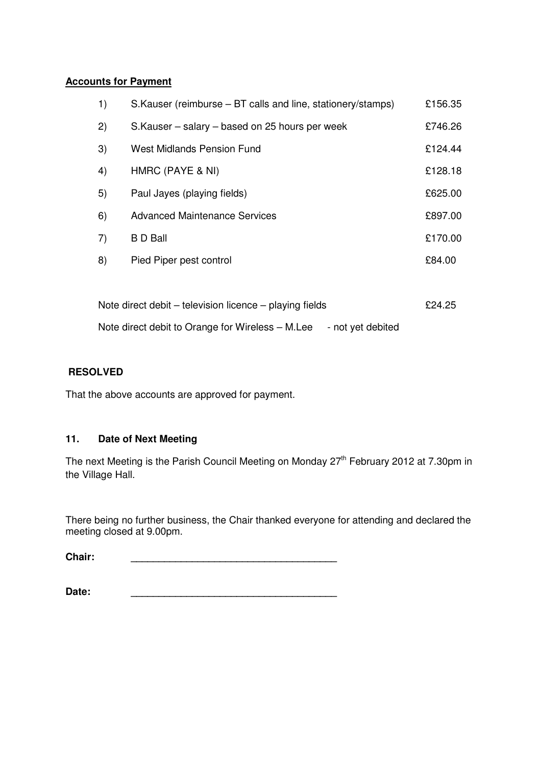**Accounts for Payment**

| | | |
|---|---|---|
| 1) | S.Kauser (reimburse – BT calls and line, stationery/stamps) | £156.35 |
| 2) | S.Kauser – salary – based on 25 hours per week | £746.26 |
| 3) | West Midlands Pension Fund | £124.44 |
| 4) | HMRC (PAYE & NI) | £128.18 |
| 5) | Paul Jayes (playing fields) | £625.00 |
| 6) | Advanced Maintenance Services | £897.00 |
| 7) | B D Ball | £170.00 |
| 8) | Pied Piper pest control | £84.00 |

Note direct debit – television licence – playing fields £24.25

Note direct debit to Orange for Wireless – M.Lee - not yet debited

**RESOLVED**

That the above accounts are approved for payment.

### 11. Date of Next Meeting

The next Meeting is the Parish Council Meeting on Monday 27th February 2012 at 7.30pm in the Village Hall.

There being no further business, the Chair thanked everyone for attending and declared the meeting closed at 9.00pm.

**Chair:** \_\_\_\_\_\_\_\_\_\_\_\_\_\_\_\_\_\_\_\_\_\_\_\_\_\_\_\_\_\_\_\_\_\_\_\_\_\_

**Date:** \_\_\_\_\_\_\_\_\_\_\_\_\_\_\_\_\_\_\_\_\_\_\_\_\_\_\_\_\_\_\_\_\_\_\_\_\_\_